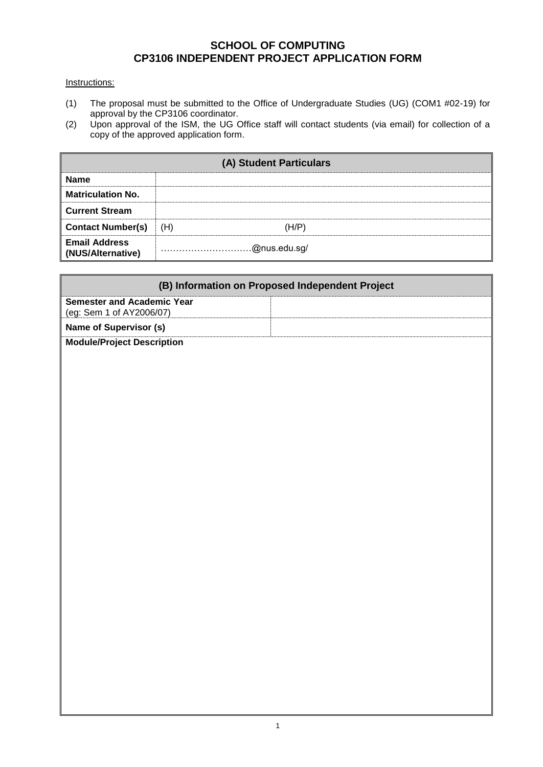**SCHOOL OF COMPUTING**
**CP3106 INDEPENDENT PROJECT APPLICATION FORM**

Instructions:

(1) The proposal must be submitted to the Office of Undergraduate Studies (UG) (COM1 #02-19) for approval by the CP3106 coordinator.
(2) Upon approval of the ISM, the UG Office staff will contact students (via email) for collection of a copy of the approved application form.

| (A) Student Particulars | |
|---|---|
| **Name** | |
| **Matriculation No.** | |
| **Current Stream** | |
| **Contact Number(s)** | (H) (H/P) |
| **Email Address (NUS/Alternative)** | ………………………@nus.edu.sg/ |

| (B) Information on Proposed Independent Project | |
|---|---|
| **Semester and Academic Year** (eg: Sem 1 of AY2006/07) | |
| **Name of Supervisor (s)** | |
| **Module/Project Description** | |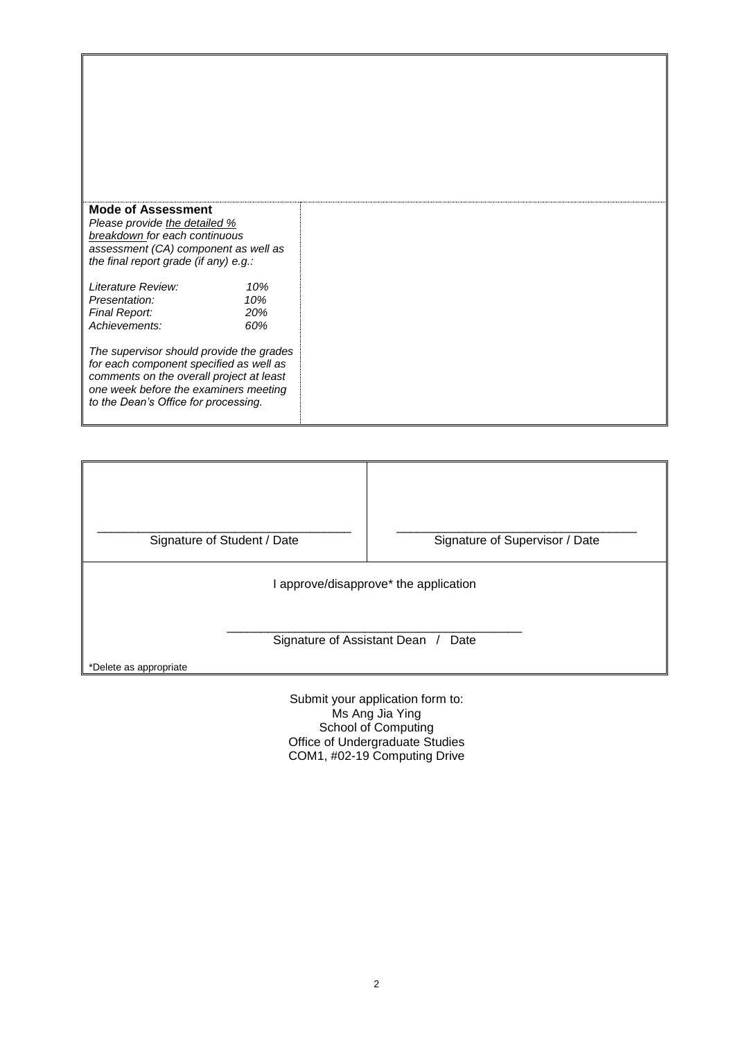| | |
|---|---|
| **Mode of Assessment**<br>*Please provide <u>the detailed % breakdown</u> for each continuous assessment (CA) component as well as the final report grade (if any) e.g.:*<br><br>*Literature Review: 10%*<br>*Presentation: 10%*<br>*Final Report: 20%*<br>*Achievements: 60%*<br><br>*The supervisor should provide the grades for each component specified as well as comments on the overall project at least one week before the examiners meeting to the Dean's Office for processing.* | |

| | |
|---|---|
| ___________________________________<br>Signature of Student / Date | ___________________________________<br>Signature of Supervisor / Date |

I approve/disapprove* the application

___________________________________________

Signature of Assistant Dean / Date

*Delete as appropriate

Submit your application form to:
Ms Ang Jia Ying
School of Computing
Office of Undergraduate Studies
COM1, #02-19 Computing Drive